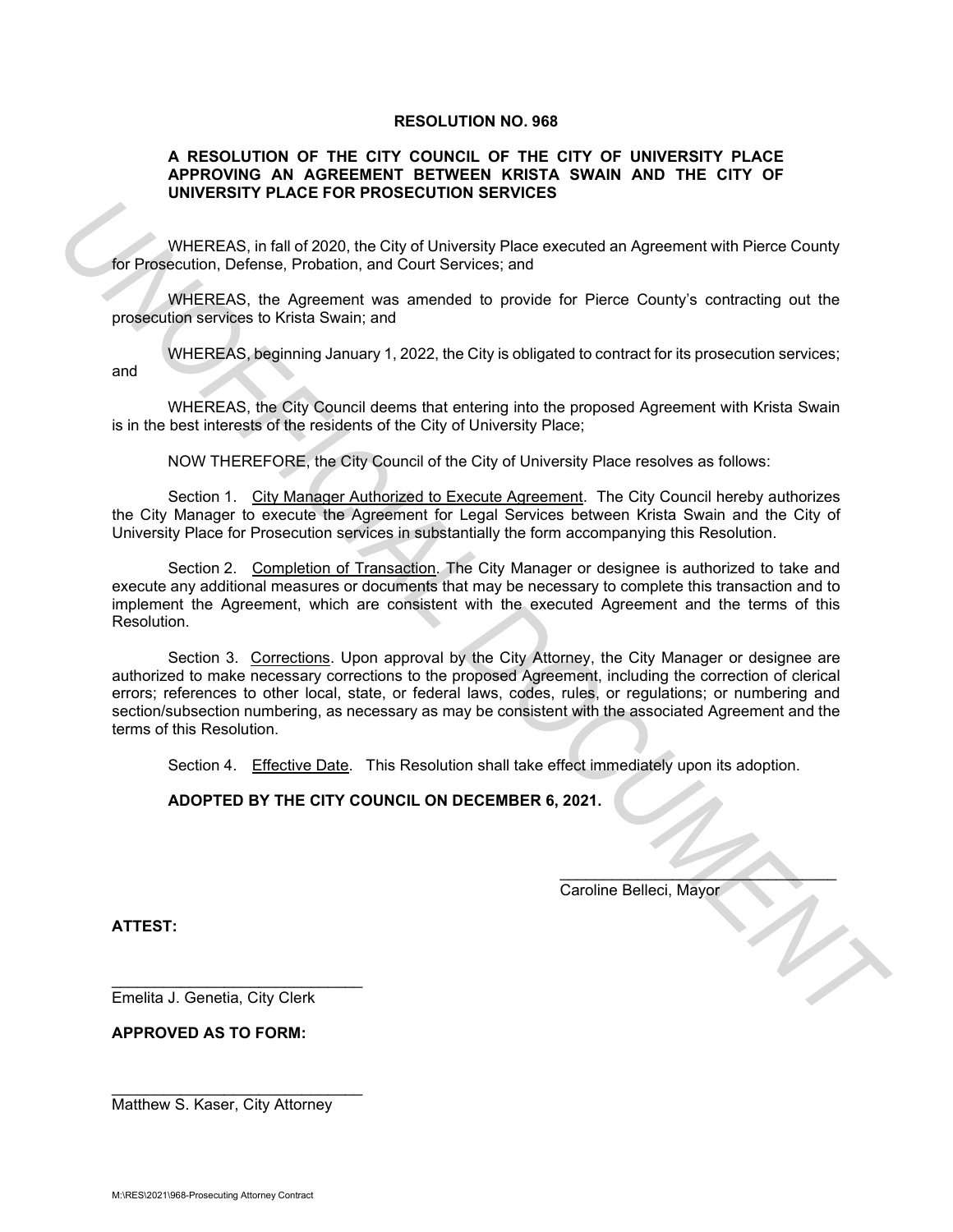# RESOLUTION NO. 968

## A RESOLUTION OF THE CITY COUNCIL OF THE CITY OF UNIVERSITY PLACE APPROVING AN AGREEMENT BETWEEN KRISTA SWAIN AND THE CITY OF UNIVERSITY PLACE FOR PROSECUTION SERVICES

WHEREAS, in fall of 2020, the City of University Place executed an Agreement with Pierce County for Prosecution, Defense, Probation, and Court Services; and

WHEREAS, the Agreement was amended to provide for Pierce County's contracting out the prosecution services to Krista Swain; and

WHEREAS, beginning January 1, 2022, the City is obligated to contract for its prosecution services; and

WHEREAS, the City Council deems that entering into the proposed Agreement with Krista Swain is in the best interests of the residents of the City of University Place;

NOW THEREFORE, the City Council of the City of University Place resolves as follows:

Section 1. City Manager Authorized to Execute Agreement. The City Council hereby authorizes the City Manager to execute the Agreement for Legal Services between Krista Swain and the City of University Place for Prosecution services in substantially the form accompanying this Resolution.

Section 2. Completion of Transaction. The City Manager or designee is authorized to take and execute any additional measures or documents that may be necessary to complete this transaction and to implement the Agreement, which are consistent with the executed Agreement and the terms of this Resolution.

Section 3. Corrections. Upon approval by the City Attorney, the City Manager or designee are authorized to make necessary corrections to the proposed Agreement, including the correction of clerical errors; references to other local, state, or federal laws, codes, rules, or regulations; or numbering and section/subsection numbering, as necessary as may be consistent with the associated Agreement and the terms of this Resolution.

Section 4. Effective Date. This Resolution shall take effect immediately upon its adoption.

**ADOPTED BY THE CITY COUNCIL ON DECEMBER 6, 2021.**

\_\_\_\_\_\_\_\_\_\_\_\_\_\_\_\_\_\_\_\_\_\_\_\_\_\_\_\_\_\_
Caroline Belleci, Mayor

**ATTEST:**

\_\_\_\_\_\_\_\_\_\_\_\_\_\_\_\_\_\_\_\_\_\_\_\_\_\_\_\_\_\_
Emelita J. Genetia, City Clerk

**APPROVED AS TO FORM:**

\_\_\_\_\_\_\_\_\_\_\_\_\_\_\_\_\_\_\_\_\_\_\_\_\_\_\_\_\_\_
Matthew S. Kaser, City Attorney

M:\RES\2021\968-Prosecuting Attorney Contract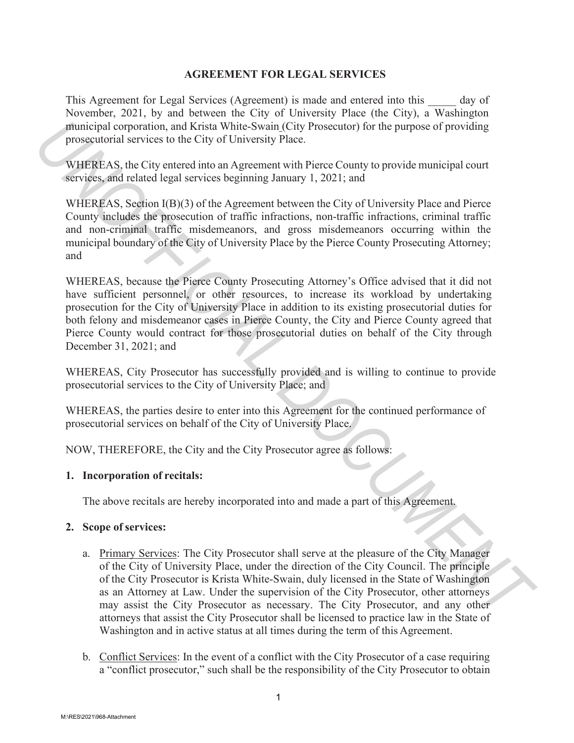## AGREEMENT FOR LEGAL SERVICES

This Agreement for Legal Services (Agreement) is made and entered into this _____ day of November, 2021, by and between the City of University Place (the City), a Washington municipal corporation, and Krista White-Swain (City Prosecutor) for the purpose of providing prosecutorial services to the City of University Place.

WHEREAS, the City entered into an Agreement with Pierce County to provide municipal court services, and related legal services beginning January 1, 2021; and

WHEREAS, Section I(B)(3) of the Agreement between the City of University Place and Pierce County includes the prosecution of traffic infractions, non-traffic infractions, criminal traffic and non-criminal traffic misdemeanors, and gross misdemeanors occurring within the municipal boundary of the City of University Place by the Pierce County Prosecuting Attorney; and

WHEREAS, because the Pierce County Prosecuting Attorney's Office advised that it did not have sufficient personnel, or other resources, to increase its workload by undertaking prosecution for the City of University Place in addition to its existing prosecutorial duties for both felony and misdemeanor cases in Pierce County, the City and Pierce County agreed that Pierce County would contract for those prosecutorial duties on behalf of the City through December 31, 2021; and

WHEREAS, City Prosecutor has successfully provided and is willing to continue to provide prosecutorial services to the City of University Place; and

WHEREAS, the parties desire to enter into this Agreement for the continued performance of prosecutorial services on behalf of the City of University Place.

NOW, THEREFORE, the City and the City Prosecutor agree as follows:

**1. Incorporation of recitals:**

The above recitals are hereby incorporated into and made a part of this Agreement.

**2. Scope of services:**

a. Primary Services: The City Prosecutor shall serve at the pleasure of the City Manager of the City of University Place, under the direction of the City Council. The principle of the City Prosecutor is Krista White-Swain, duly licensed in the State of Washington as an Attorney at Law. Under the supervision of the City Prosecutor, other attorneys may assist the City Prosecutor as necessary. The City Prosecutor, and any other attorneys that assist the City Prosecutor shall be licensed to practice law in the State of Washington and in active status at all times during the term of this Agreement.

b. Conflict Services: In the event of a conflict with the City Prosecutor of a case requiring a "conflict prosecutor," such shall be the responsibility of the City Prosecutor to obtain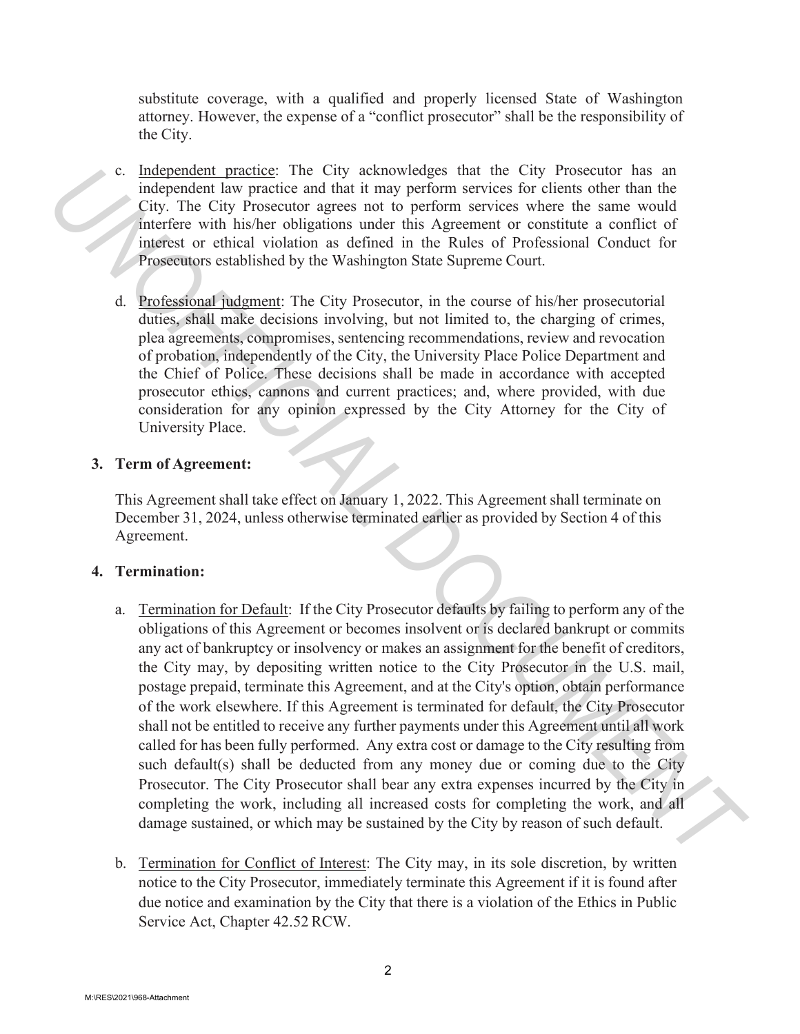substitute coverage, with a qualified and properly licensed State of Washington attorney. However, the expense of a "conflict prosecutor" shall be the responsibility of the City.

c. Independent practice: The City acknowledges that the City Prosecutor has an independent law practice and that it may perform services for clients other than the City. The City Prosecutor agrees not to perform services where the same would interfere with his/her obligations under this Agreement or constitute a conflict of interest or ethical violation as defined in the Rules of Professional Conduct for Prosecutors established by the Washington State Supreme Court.

d. Professional judgment: The City Prosecutor, in the course of his/her prosecutorial duties, shall make decisions involving, but not limited to, the charging of crimes, plea agreements, compromises, sentencing recommendations, review and revocation of probation, independently of the City, the University Place Police Department and the Chief of Police. These decisions shall be made in accordance with accepted prosecutor ethics, cannons and current practices; and, where provided, with due consideration for any opinion expressed by the City Attorney for the City of University Place.

**3. Term of Agreement:**

This Agreement shall take effect on January 1, 2022. This Agreement shall terminate on December 31, 2024, unless otherwise terminated earlier as provided by Section 4 of this Agreement.

**4. Termination:**

a. Termination for Default: If the City Prosecutor defaults by failing to perform any of the obligations of this Agreement or becomes insolvent or is declared bankrupt or commits any act of bankruptcy or insolvency or makes an assignment for the benefit of creditors, the City may, by depositing written notice to the City Prosecutor in the U.S. mail, postage prepaid, terminate this Agreement, and at the City's option, obtain performance of the work elsewhere. If this Agreement is terminated for default, the City Prosecutor shall not be entitled to receive any further payments under this Agreement until all work called for has been fully performed. Any extra cost or damage to the City resulting from such default(s) shall be deducted from any money due or coming due to the City Prosecutor. The City Prosecutor shall bear any extra expenses incurred by the City in completing the work, including all increased costs for completing the work, and all damage sustained, or which may be sustained by the City by reason of such default.

b. Termination for Conflict of Interest: The City may, in its sole discretion, by written notice to the City Prosecutor, immediately terminate this Agreement if it is found after due notice and examination by the City that there is a violation of the Ethics in Public Service Act, Chapter 42.52 RCW.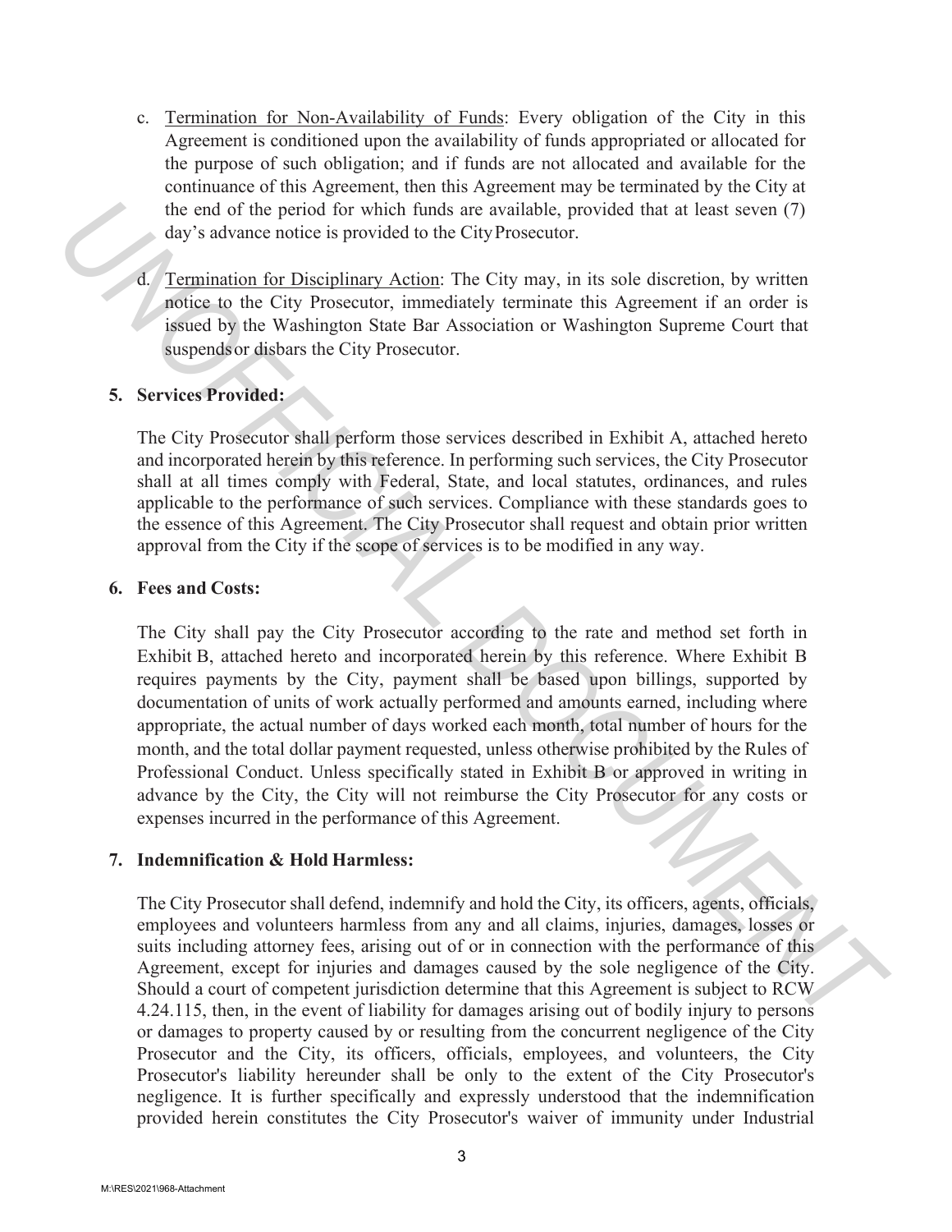c. Termination for Non-Availability of Funds: Every obligation of the City in this Agreement is conditioned upon the availability of funds appropriated or allocated for the purpose of such obligation; and if funds are not allocated and available for the continuance of this Agreement, then this Agreement may be terminated by the City at the end of the period for which funds are available, provided that at least seven (7) day's advance notice is provided to the City Prosecutor.

d. Termination for Disciplinary Action: The City may, in its sole discretion, by written notice to the City Prosecutor, immediately terminate this Agreement if an order is issued by the Washington State Bar Association or Washington Supreme Court that suspends or disbars the City Prosecutor.

**5. Services Provided:**

The City Prosecutor shall perform those services described in Exhibit A, attached hereto and incorporated herein by this reference. In performing such services, the City Prosecutor shall at all times comply with Federal, State, and local statutes, ordinances, and rules applicable to the performance of such services. Compliance with these standards goes to the essence of this Agreement. The City Prosecutor shall request and obtain prior written approval from the City if the scope of services is to be modified in any way.

**6. Fees and Costs:**

The City shall pay the City Prosecutor according to the rate and method set forth in Exhibit B, attached hereto and incorporated herein by this reference. Where Exhibit B requires payments by the City, payment shall be based upon billings, supported by documentation of units of work actually performed and amounts earned, including where appropriate, the actual number of days worked each month, total number of hours for the month, and the total dollar payment requested, unless otherwise prohibited by the Rules of Professional Conduct. Unless specifically stated in Exhibit B or approved in writing in advance by the City, the City will not reimburse the City Prosecutor for any costs or expenses incurred in the performance of this Agreement.

**7. Indemnification & Hold Harmless:**

The City Prosecutor shall defend, indemnify and hold the City, its officers, agents, officials, employees and volunteers harmless from any and all claims, injuries, damages, losses or suits including attorney fees, arising out of or in connection with the performance of this Agreement, except for injuries and damages caused by the sole negligence of the City. Should a court of competent jurisdiction determine that this Agreement is subject to RCW 4.24.115, then, in the event of liability for damages arising out of bodily injury to persons or damages to property caused by or resulting from the concurrent negligence of the City Prosecutor and the City, its officers, officials, employees, and volunteers, the City Prosecutor's liability hereunder shall be only to the extent of the City Prosecutor's negligence. It is further specifically and expressly understood that the indemnification provided herein constitutes the City Prosecutor's waiver of immunity under Industrial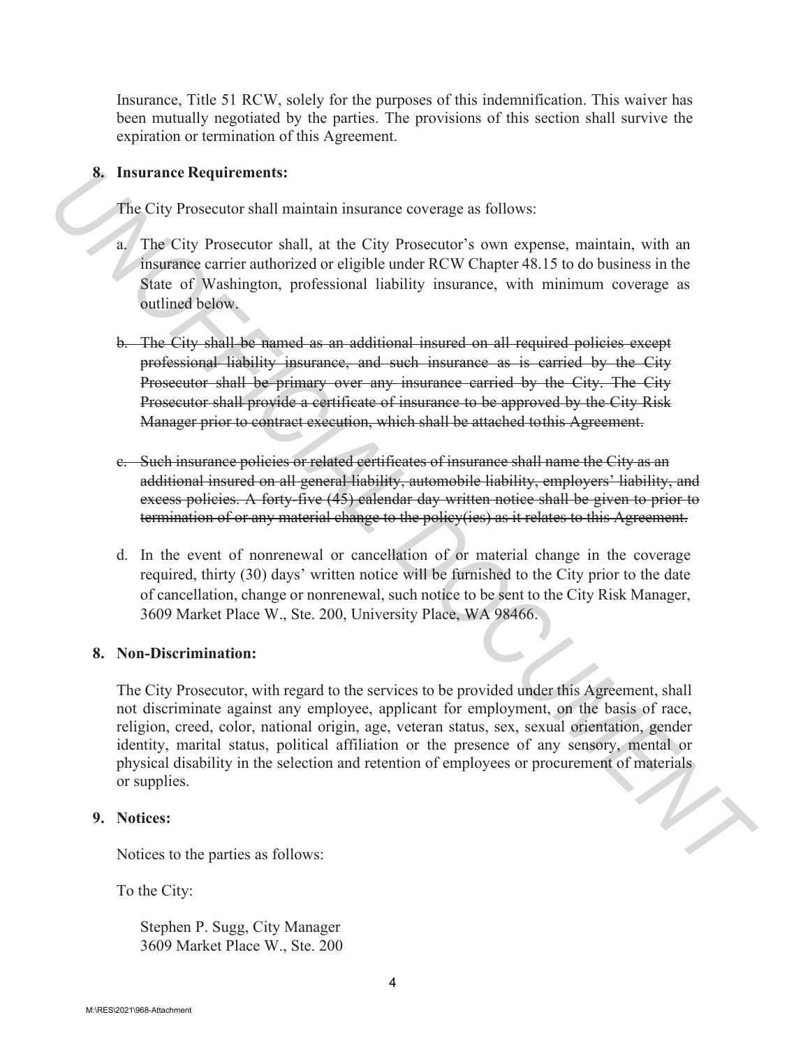Insurance, Title 51 RCW, solely for the purposes of this indemnification. This waiver has been mutually negotiated by the parties. The provisions of this section shall survive the expiration or termination of this Agreement.

**8. Insurance Requirements:**

The City Prosecutor shall maintain insurance coverage as follows:

a. The City Prosecutor shall, at the City Prosecutor's own expense, maintain, with an insurance carrier authorized or eligible under RCW Chapter 48.15 to do business in the State of Washington, professional liability insurance, with minimum coverage as outlined below.

b. ~~The City shall be named as an additional insured on all required policies except professional liability insurance, and such insurance as is carried by the City Prosecutor shall be primary over any insurance carried by the City. The City Prosecutor shall provide a certificate of insurance to be approved by the City Risk Manager prior to contract execution, which shall be attached tothis Agreement.~~

c. ~~Such insurance policies or related certificates of insurance shall name the City as an additional insured on all general liability, automobile liability, employers' liability, and excess policies. A forty-five (45) calendar day written notice shall be given to prior to termination of or any material change to the policy(ies) as it relates to this Agreement.~~

d. In the event of nonrenewal or cancellation of or material change in the coverage required, thirty (30) days' written notice will be furnished to the City prior to the date of cancellation, change or nonrenewal, such notice to be sent to the City Risk Manager, 3609 Market Place W., Ste. 200, University Place, WA 98466.

**8. Non-Discrimination:**

The City Prosecutor, with regard to the services to be provided under this Agreement, shall not discriminate against any employee, applicant for employment, on the basis of race, religion, creed, color, national origin, age, veteran status, sex, sexual orientation, gender identity, marital status, political affiliation or the presence of any sensory, mental or physical disability in the selection and retention of employees or procurement of materials or supplies.

**9. Notices:**

Notices to the parties as follows:

To the City:

Stephen P. Sugg, City Manager
3609 Market Place W., Ste. 200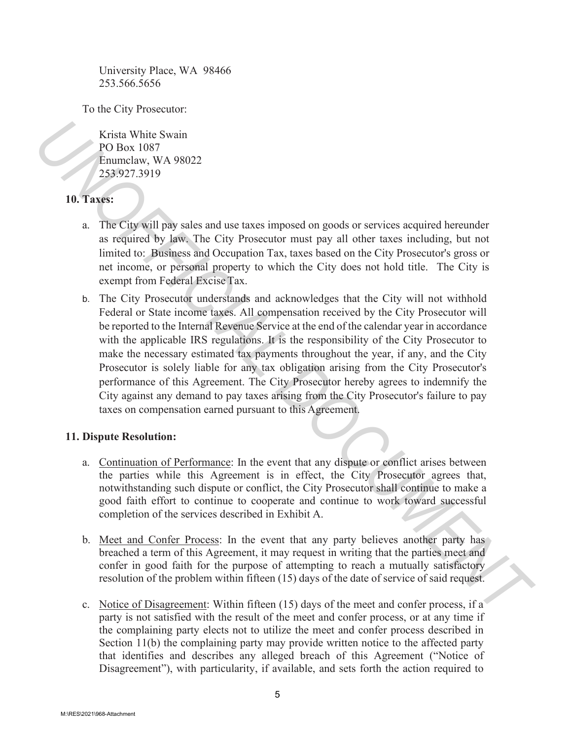University Place, WA 98466
253.566.5656

To the City Prosecutor:

Krista White Swain
PO Box 1087
Enumclaw, WA 98022
253.927.3919

**10. Taxes:**

a. The City will pay sales and use taxes imposed on goods or services acquired hereunder as required by law. The City Prosecutor must pay all other taxes including, but not limited to: Business and Occupation Tax, taxes based on the City Prosecutor's gross or net income, or personal property to which the City does not hold title. The City is exempt from Federal Excise Tax.

b. The City Prosecutor understands and acknowledges that the City will not withhold Federal or State income taxes. All compensation received by the City Prosecutor will be reported to the Internal Revenue Service at the end of the calendar year in accordance with the applicable IRS regulations. It is the responsibility of the City Prosecutor to make the necessary estimated tax payments throughout the year, if any, and the City Prosecutor is solely liable for any tax obligation arising from the City Prosecutor's performance of this Agreement. The City Prosecutor hereby agrees to indemnify the City against any demand to pay taxes arising from the City Prosecutor's failure to pay taxes on compensation earned pursuant to this Agreement.

**11. Dispute Resolution:**

a. Continuation of Performance: In the event that any dispute or conflict arises between the parties while this Agreement is in effect, the City Prosecutor agrees that, notwithstanding such dispute or conflict, the City Prosecutor shall continue to make a good faith effort to continue to cooperate and continue to work toward successful completion of the services described in Exhibit A.

b. Meet and Confer Process: In the event that any party believes another party has breached a term of this Agreement, it may request in writing that the parties meet and confer in good faith for the purpose of attempting to reach a mutually satisfactory resolution of the problem within fifteen (15) days of the date of service of said request.

c. Notice of Disagreement: Within fifteen (15) days of the meet and confer process, if a party is not satisfied with the result of the meet and confer process, or at any time if the complaining party elects not to utilize the meet and confer process described in Section 11(b) the complaining party may provide written notice to the affected party that identifies and describes any alleged breach of this Agreement ("Notice of Disagreement"), with particularity, if available, and sets forth the action required to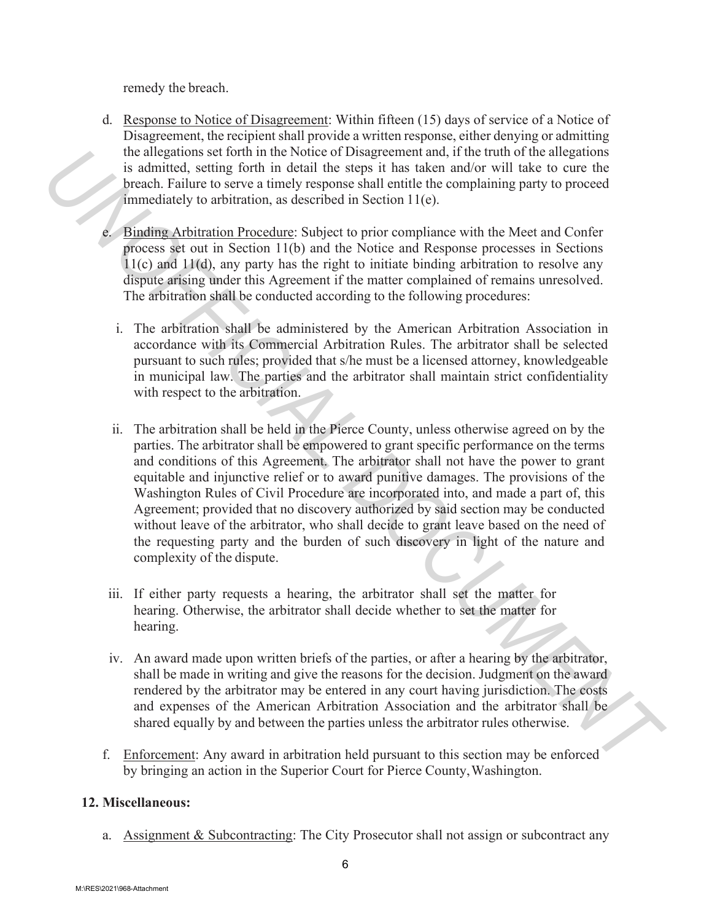remedy the breach.

d. Response to Notice of Disagreement: Within fifteen (15) days of service of a Notice of Disagreement, the recipient shall provide a written response, either denying or admitting the allegations set forth in the Notice of Disagreement and, if the truth of the allegations is admitted, setting forth in detail the steps it has taken and/or will take to cure the breach. Failure to serve a timely response shall entitle the complaining party to proceed immediately to arbitration, as described in Section 11(e).

e. Binding Arbitration Procedure: Subject to prior compliance with the Meet and Confer process set out in Section 11(b) and the Notice and Response processes in Sections 11(c) and 11(d), any party has the right to initiate binding arbitration to resolve any dispute arising under this Agreement if the matter complained of remains unresolved. The arbitration shall be conducted according to the following procedures:

   i. The arbitration shall be administered by the American Arbitration Association in accordance with its Commercial Arbitration Rules. The arbitrator shall be selected pursuant to such rules; provided that s/he must be a licensed attorney, knowledgeable in municipal law. The parties and the arbitrator shall maintain strict confidentiality with respect to the arbitration.

   ii. The arbitration shall be held in the Pierce County, unless otherwise agreed on by the parties. The arbitrator shall be empowered to grant specific performance on the terms and conditions of this Agreement. The arbitrator shall not have the power to grant equitable and injunctive relief or to award punitive damages. The provisions of the Washington Rules of Civil Procedure are incorporated into, and made a part of, this Agreement; provided that no discovery authorized by said section may be conducted without leave of the arbitrator, who shall decide to grant leave based on the need of the requesting party and the burden of such discovery in light of the nature and complexity of the dispute.

   iii. If either party requests a hearing, the arbitrator shall set the matter for hearing. Otherwise, the arbitrator shall decide whether to set the matter for hearing.

   iv. An award made upon written briefs of the parties, or after a hearing by the arbitrator, shall be made in writing and give the reasons for the decision. Judgment on the award rendered by the arbitrator may be entered in any court having jurisdiction. The costs and expenses of the American Arbitration Association and the arbitrator shall be shared equally by and between the parties unless the arbitrator rules otherwise.

f. Enforcement: Any award in arbitration held pursuant to this section may be enforced by bringing an action in the Superior Court for Pierce County, Washington.

**12. Miscellaneous:**

a. Assignment & Subcontracting: The City Prosecutor shall not assign or subcontract any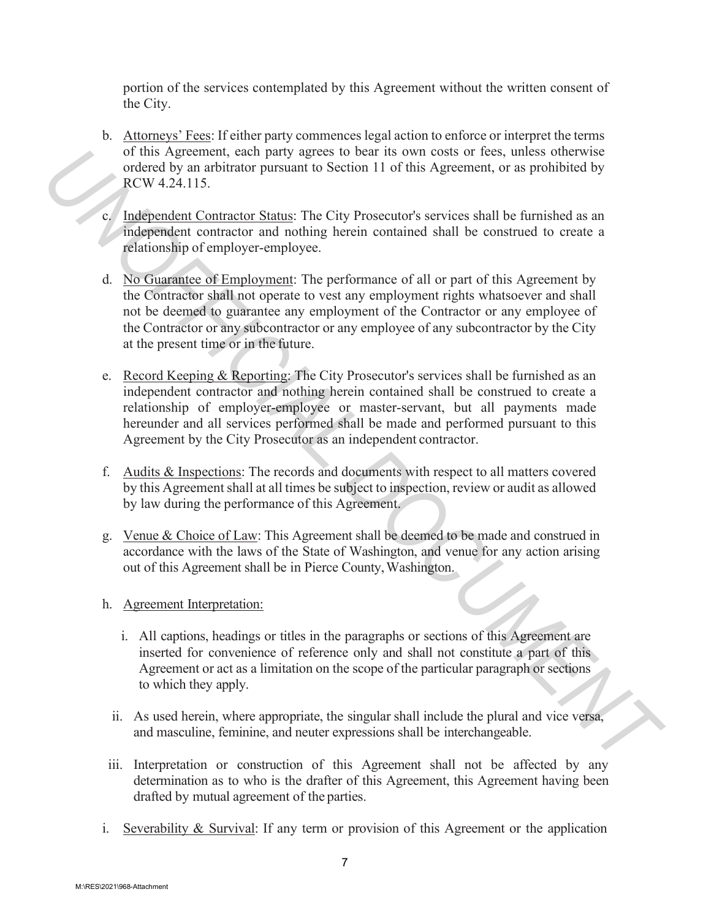portion of the services contemplated by this Agreement without the written consent of the City.

b. Attorneys' Fees: If either party commences legal action to enforce or interpret the terms of this Agreement, each party agrees to bear its own costs or fees, unless otherwise ordered by an arbitrator pursuant to Section 11 of this Agreement, or as prohibited by RCW 4.24.115.

c. Independent Contractor Status: The City Prosecutor's services shall be furnished as an independent contractor and nothing herein contained shall be construed to create a relationship of employer-employee.

d. No Guarantee of Employment: The performance of all or part of this Agreement by the Contractor shall not operate to vest any employment rights whatsoever and shall not be deemed to guarantee any employment of the Contractor or any employee of the Contractor or any subcontractor or any employee of any subcontractor by the City at the present time or in the future.

e. Record Keeping & Reporting: The City Prosecutor's services shall be furnished as an independent contractor and nothing herein contained shall be construed to create a relationship of employer-employee or master-servant, but all payments made hereunder and all services performed shall be made and performed pursuant to this Agreement by the City Prosecutor as an independent contractor.

f. Audits & Inspections: The records and documents with respect to all matters covered by this Agreement shall at all times be subject to inspection, review or audit as allowed by law during the performance of this Agreement.

g. Venue & Choice of Law: This Agreement shall be deemed to be made and construed in accordance with the laws of the State of Washington, and venue for any action arising out of this Agreement shall be in Pierce County, Washington.

h. Agreement Interpretation:

   i. All captions, headings or titles in the paragraphs or sections of this Agreement are inserted for convenience of reference only and shall not constitute a part of this Agreement or act as a limitation on the scope of the particular paragraph or sections to which they apply.

   ii. As used herein, where appropriate, the singular shall include the plural and vice versa, and masculine, feminine, and neuter expressions shall be interchangeable.

   iii. Interpretation or construction of this Agreement shall not be affected by any determination as to who is the drafter of this Agreement, this Agreement having been drafted by mutual agreement of the parties.

i. Severability & Survival: If any term or provision of this Agreement or the application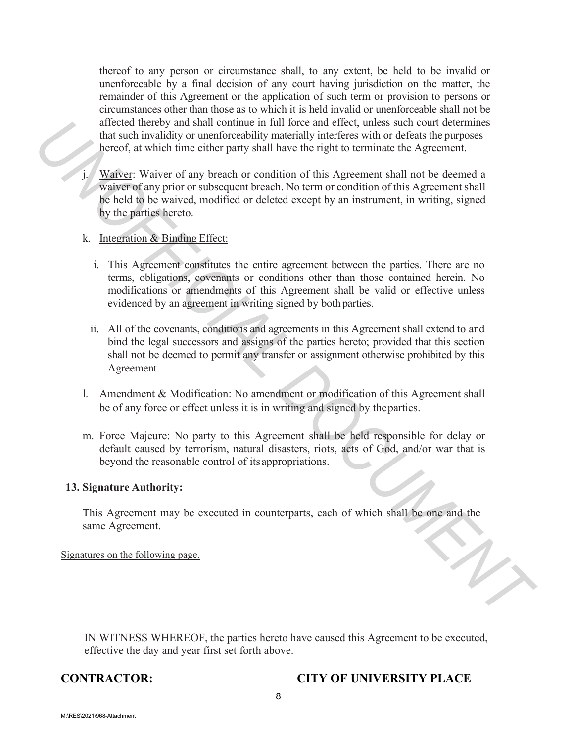thereof to any person or circumstance shall, to any extent, be held to be invalid or unenforceable by a final decision of any court having jurisdiction on the matter, the remainder of this Agreement or the application of such term or provision to persons or circumstances other than those as to which it is held invalid or unenforceable shall not be affected thereby and shall continue in full force and effect, unless such court determines that such invalidity or unenforceability materially interferes with or defeats the purposes hereof, at which time either party shall have the right to terminate the Agreement.

j. Waiver: Waiver of any breach or condition of this Agreement shall not be deemed a waiver of any prior or subsequent breach. No term or condition of this Agreement shall be held to be waived, modified or deleted except by an instrument, in writing, signed by the parties hereto.

k. Integration & Binding Effect:

   i. This Agreement constitutes the entire agreement between the parties. There are no terms, obligations, covenants or conditions other than those contained herein. No modifications or amendments of this Agreement shall be valid or effective unless evidenced by an agreement in writing signed by both parties.

   ii. All of the covenants, conditions and agreements in this Agreement shall extend to and bind the legal successors and assigns of the parties hereto; provided that this section shall not be deemed to permit any transfer or assignment otherwise prohibited by this Agreement.

l. Amendment & Modification: No amendment or modification of this Agreement shall be of any force or effect unless it is in writing and signed by the parties.

m. Force Majeure: No party to this Agreement shall be held responsible for delay or default caused by terrorism, natural disasters, riots, acts of God, and/or war that is beyond the reasonable control of its appropriations.

**13. Signature Authority:**

This Agreement may be executed in counterparts, each of which shall be one and the same Agreement.

Signatures on the following page.

IN WITNESS WHEREOF, the parties hereto have caused this Agreement to be executed, effective the day and year first set forth above.

**CONTRACTOR:** **CITY OF UNIVERSITY PLACE**

M:\RES\2021\968-Attachment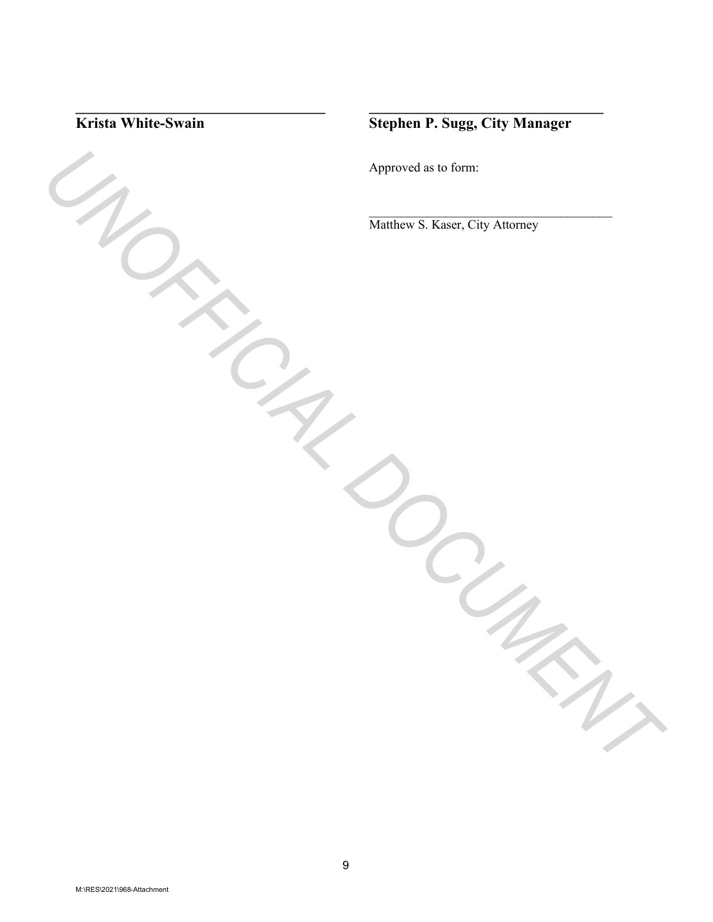\_\_\_\_\_\_\_\_\_\_\_\_\_\_\_\_\_\_\_\_\_\_\_\_\_\_\_\_\_\_\_\_\_\_\_

**Krista White-Swain**

\_\_\_\_\_\_\_\_\_\_\_\_\_\_\_\_\_\_\_\_\_\_\_\_\_\_\_\_\_\_\_\_\_\_\_

**Stephen P. Sugg, City Manager**

Approved as to form:

\_\_\_\_\_\_\_\_\_\_\_\_\_\_\_\_\_\_\_\_\_\_\_\_\_\_\_\_\_\_\_\_\_\_\_

Matthew S. Kaser, City Attorney

UNOFFICIAL DOCUMENT

M:\RES\2021\968-Attachment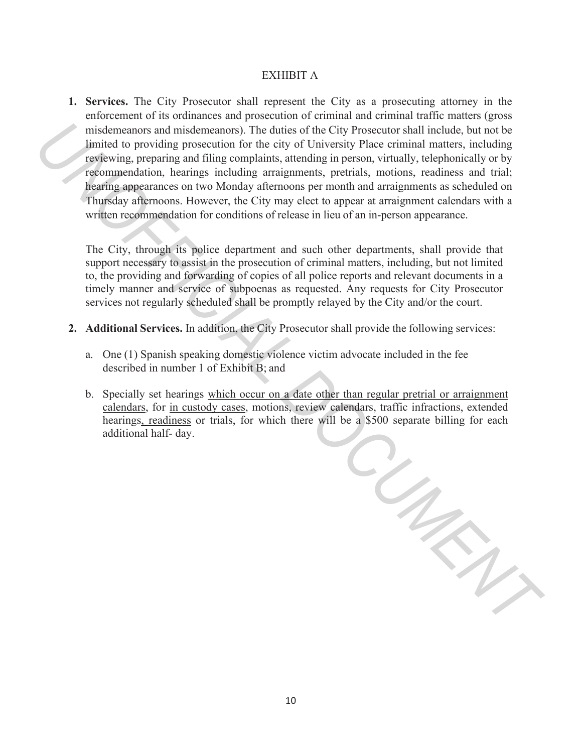# EXHIBIT A

1. **Services.** The City Prosecutor shall represent the City as a prosecuting attorney in the enforcement of its ordinances and prosecution of criminal and criminal traffic matters (gross misdemeanors and misdemeanors). The duties of the City Prosecutor shall include, but not be limited to providing prosecution for the city of University Place criminal matters, including reviewing, preparing and filing complaints, attending in person, virtually, telephonically or by recommendation, hearings including arraignments, pretrials, motions, readiness and trial; hearing appearances on two Monday afternoons per month and arraignments as scheduled on Thursday afternoons. However, the City may elect to appear at arraignment calendars with a written recommendation for conditions of release in lieu of an in-person appearance.

   The City, through its police department and such other departments, shall provide that support necessary to assist in the prosecution of criminal matters, including, but not limited to, the providing and forwarding of copies of all police reports and relevant documents in a timely manner and service of subpoenas as requested. Any requests for City Prosecutor services not regularly scheduled shall be promptly relayed by the City and/or the court.

2. **Additional Services.** In addition, the City Prosecutor shall provide the following services:

   a. One (1) Spanish speaking domestic violence victim advocate included in the fee described in number 1 of Exhibit B; and

   b. Specially set hearings <u>which occur on a date other than regular pretrial or arraignment calendars</u>, for <u>in custody cases</u>, motions, review calendars, traffic infractions, extended hearings<u>, readiness</u> or trials, for which there will be a \$500 separate billing for each additional half- day.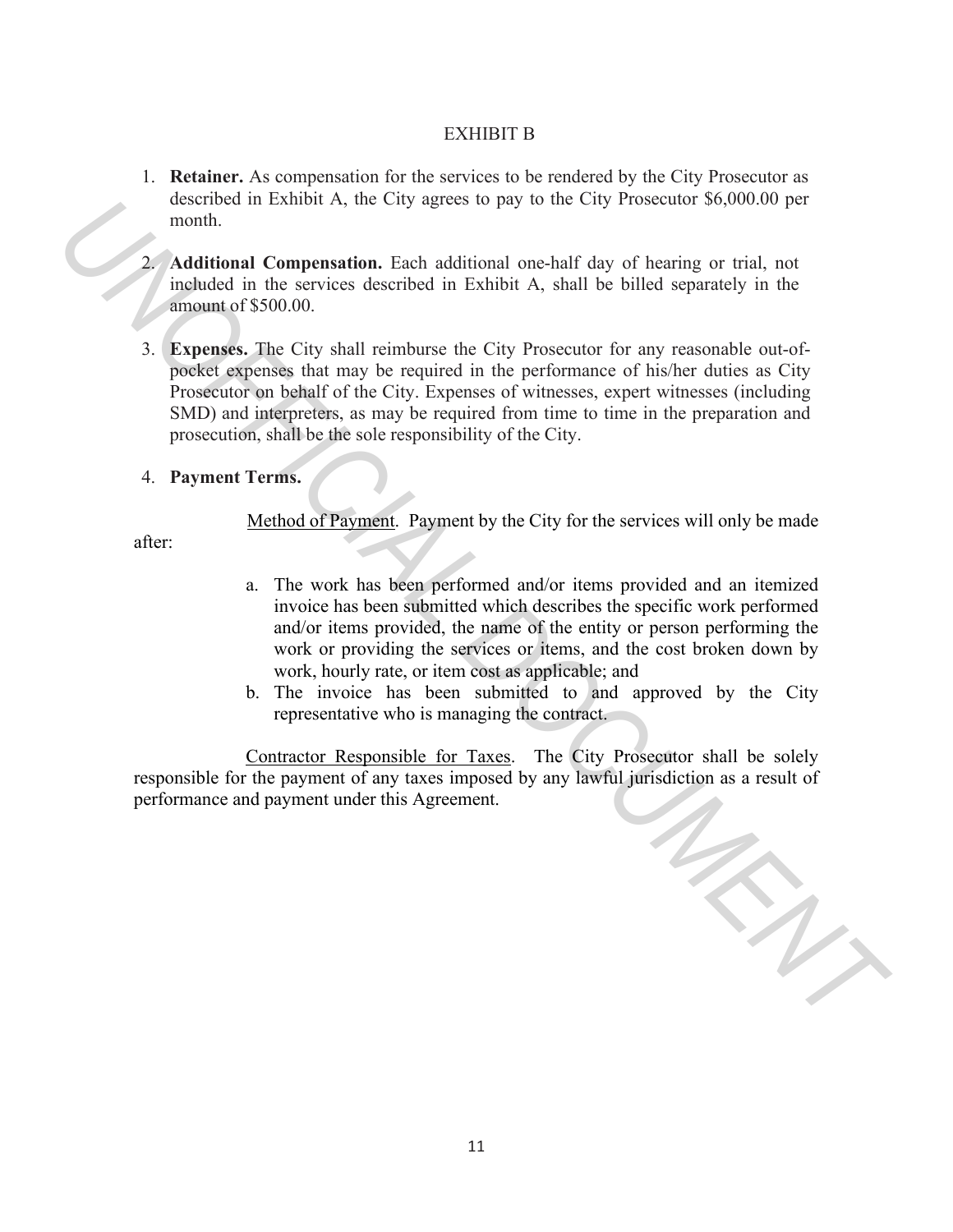EXHIBIT B

1. **Retainer.** As compensation for the services to be rendered by the City Prosecutor as described in Exhibit A, the City agrees to pay to the City Prosecutor $6,000.00 per month.

2. **Additional Compensation.** Each additional one-half day of hearing or trial, not included in the services described in Exhibit A, shall be billed separately in the amount of $500.00.

3. **Expenses.** The City shall reimburse the City Prosecutor for any reasonable out-of-pocket expenses that may be required in the performance of his/her duties as City Prosecutor on behalf of the City. Expenses of witnesses, expert witnesses (including SMD) and interpreters, as may be required from time to time in the preparation and prosecution, shall be the sole responsibility of the City.

4. **Payment Terms.**

Method of Payment. Payment by the City for the services will only be made after:

a. The work has been performed and/or items provided and an itemized invoice has been submitted which describes the specific work performed and/or items provided, the name of the entity or person performing the work or providing the services or items, and the cost broken down by work, hourly rate, or item cost as applicable; and
b. The invoice has been submitted to and approved by the City representative who is managing the contract.

Contractor Responsible for Taxes. The City Prosecutor shall be solely responsible for the payment of any taxes imposed by any lawful jurisdiction as a result of performance and payment under this Agreement.